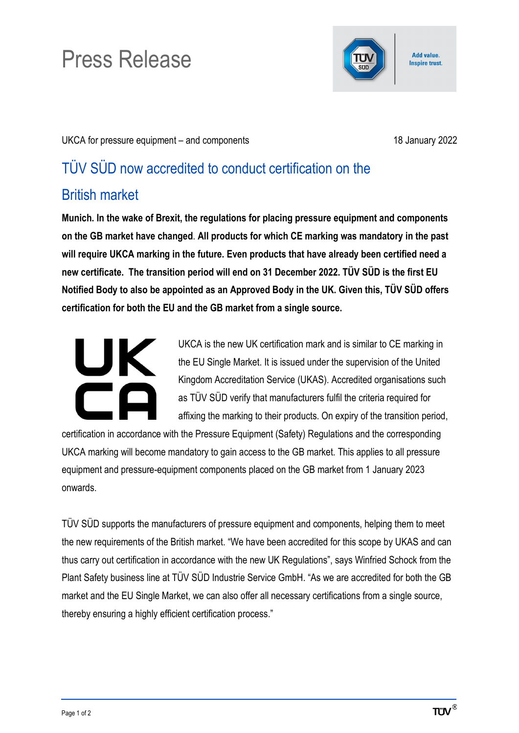# Press Release

UKCA for pressure equipment – and components

18 January 2022

## TÜV SÜD now accredited to conduct certification on the British market

**Munich. In the wake of Brexit, the regulations for placing pressure equipment and components on the GB market have changed. All products for which CE marking was mandatory in the past will require UKCA marking in the future. Even products that have already been certified need a new certificate. The transition period will end on 31 December 2022. TÜV SÜD is the first EU Notified Body to also be appointed as an Approved Body in the UK. Given this, TÜV SÜD offers certification for both the EU and the GB market from a single source.**

UKCA is the new UK certification mark and is similar to CE marking in the EU Single Market. It is issued under the supervision of the United Kingdom Accreditation Service (UKAS). Accredited organisations such as TÜV SÜD verify that manufacturers fulfil the criteria required for affixing the marking to their products. On expiry of the transition period, certification in accordance with the Pressure Equipment (Safety) Regulations and the corresponding UKCA marking will become mandatory to gain access to the GB market. This applies to all pressure equipment and pressure-equipment components placed on the GB market from 1 January 2023 onwards.

TÜV SÜD supports the manufacturers of pressure equipment and components, helping them to meet the new requirements of the British market. “We have been accredited for this scope by UKAS and can thus carry out certification in accordance with the new UK Regulations”, says Winfried Schock from the Plant Safety business line at TÜV SÜD Industrie Service GmbH. “As we are accredited for both the GB market and the EU Single Market, we can also offer all necessary certifications from a single source, thereby ensuring a highly efficient certification process.”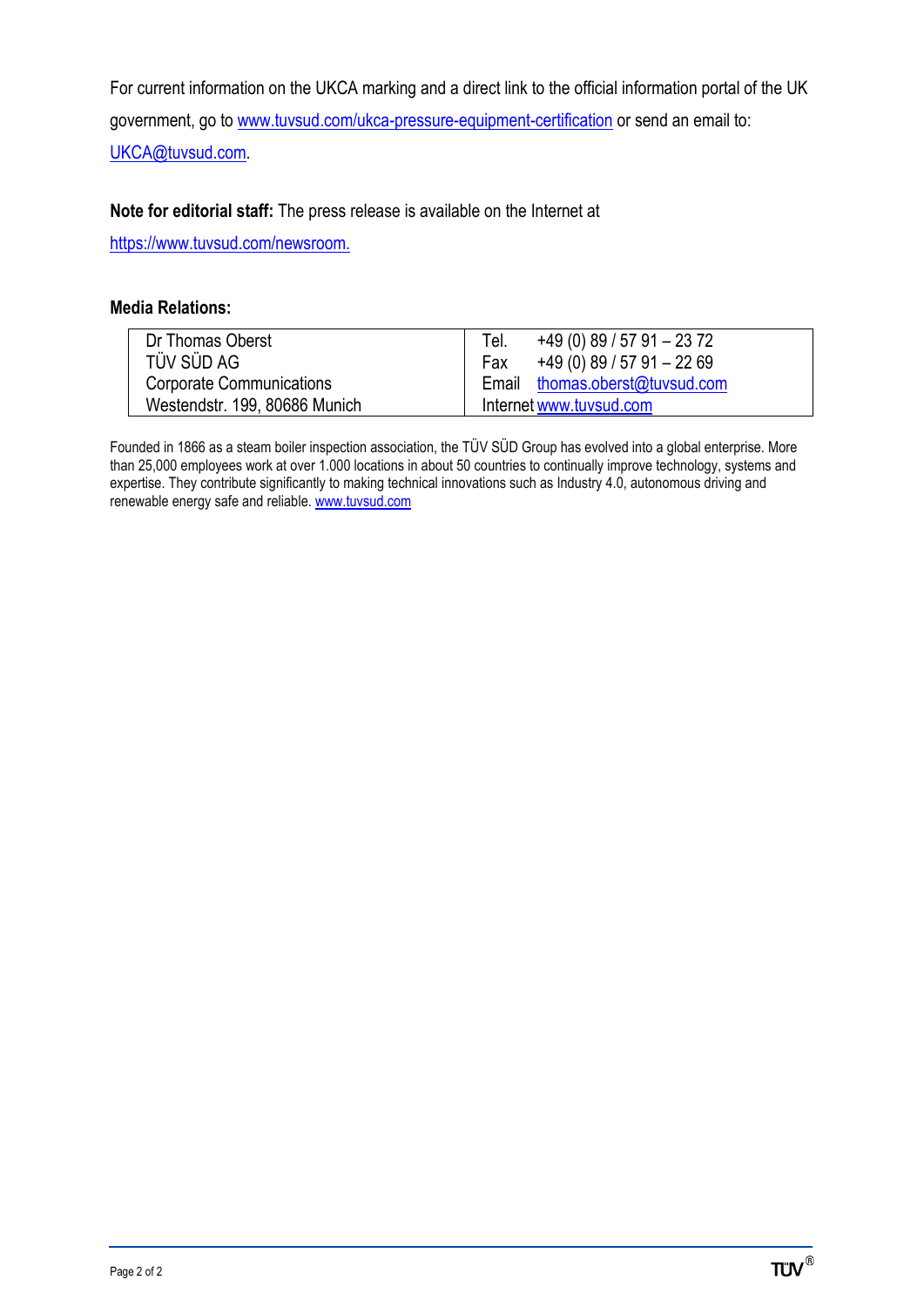For current information on the UKCA marking and a direct link to the official information portal of the UK government, go to www.tuvsud.com/ukca-pressure-equipment-certification or send an email to: UKCA@tuvsud.com.

**Note for editorial staff:** The press release is available on the Internet at https://www.tuvsud.com/newsroom.

**Media Relations:**

| | |
|---|---|
| Dr Thomas Oberst<br>TÜV SÜD AG<br>Corporate Communications<br>Westendstr. 199, 80686 Munich | Tel. +49 (0) 89 / 57 91 – 23 72<br>Fax +49 (0) 89 / 57 91 – 22 69<br>Email thomas.oberst@tuvsud.com<br>Internet www.tuvsud.com |

Founded in 1866 as a steam boiler inspection association, the TÜV SÜD Group has evolved into a global enterprise. More than 25,000 employees work at over 1.000 locations in about 50 countries to continually improve technology, systems and expertise. They contribute significantly to making technical innovations such as Industry 4.0, autonomous driving and renewable energy safe and reliable. www.tuvsud.com